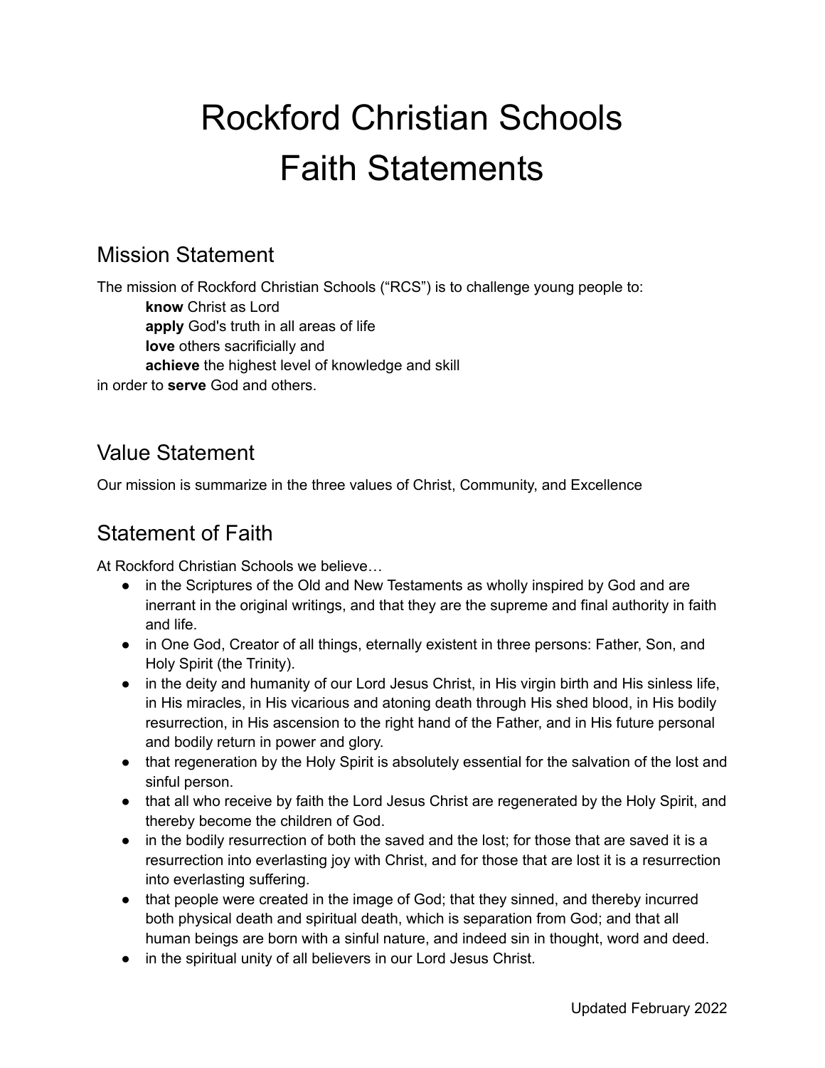# Rockford Christian Schools
# Faith Statements

## Mission Statement

The mission of Rockford Christian Schools ("RCS") is to challenge young people to:

**know** Christ as Lord
**apply** God's truth in all areas of life
**love** others sacrificially and
**achieve** the highest level of knowledge and skill

in order to **serve** God and others.

## Value Statement

Our mission is summarize in the three values of Christ, Community, and Excellence

## Statement of Faith

At Rockford Christian Schools we believe…

- in the Scriptures of the Old and New Testaments as wholly inspired by God and are inerrant in the original writings, and that they are the supreme and final authority in faith and life.
- in One God, Creator of all things, eternally existent in three persons: Father, Son, and Holy Spirit (the Trinity).
- in the deity and humanity of our Lord Jesus Christ, in His virgin birth and His sinless life, in His miracles, in His vicarious and atoning death through His shed blood, in His bodily resurrection, in His ascension to the right hand of the Father, and in His future personal and bodily return in power and glory.
- that regeneration by the Holy Spirit is absolutely essential for the salvation of the lost and sinful person.
- that all who receive by faith the Lord Jesus Christ are regenerated by the Holy Spirit, and thereby become the children of God.
- in the bodily resurrection of both the saved and the lost; for those that are saved it is a resurrection into everlasting joy with Christ, and for those that are lost it is a resurrection into everlasting suffering.
- that people were created in the image of God; that they sinned, and thereby incurred both physical death and spiritual death, which is separation from God; and that all human beings are born with a sinful nature, and indeed sin in thought, word and deed.
- in the spiritual unity of all believers in our Lord Jesus Christ.

Updated February 2022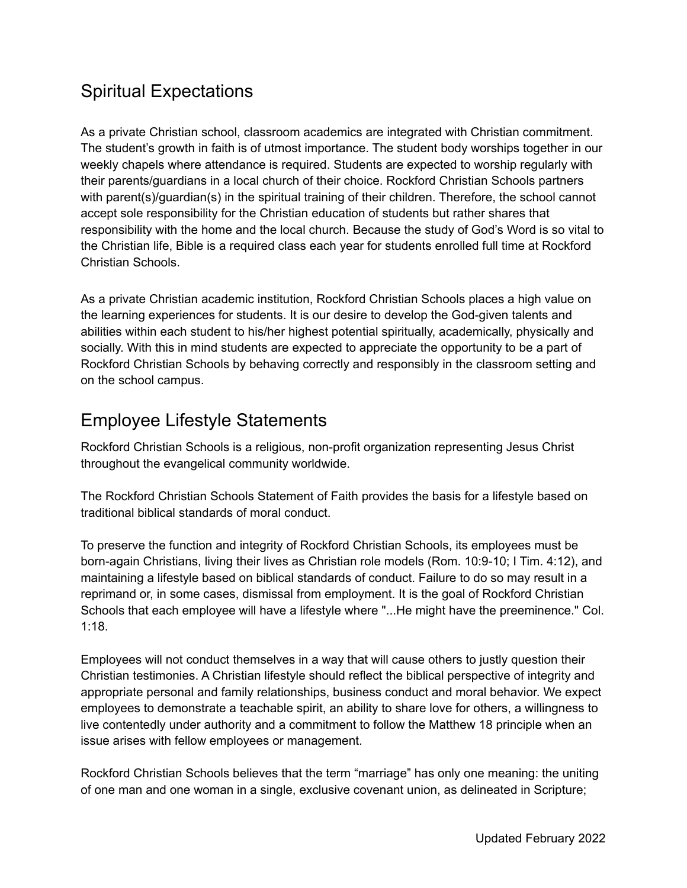## Spiritual Expectations

As a private Christian school, classroom academics are integrated with Christian commitment. The student's growth in faith is of utmost importance. The student body worships together in our weekly chapels where attendance is required. Students are expected to worship regularly with their parents/guardians in a local church of their choice. Rockford Christian Schools partners with parent(s)/guardian(s) in the spiritual training of their children. Therefore, the school cannot accept sole responsibility for the Christian education of students but rather shares that responsibility with the home and the local church. Because the study of God's Word is so vital to the Christian life, Bible is a required class each year for students enrolled full time at Rockford Christian Schools.

As a private Christian academic institution, Rockford Christian Schools places a high value on the learning experiences for students. It is our desire to develop the God-given talents and abilities within each student to his/her highest potential spiritually, academically, physically and socially. With this in mind students are expected to appreciate the opportunity to be a part of Rockford Christian Schools by behaving correctly and responsibly in the classroom setting and on the school campus.

## Employee Lifestyle Statements

Rockford Christian Schools is a religious, non-profit organization representing Jesus Christ throughout the evangelical community worldwide.

The Rockford Christian Schools Statement of Faith provides the basis for a lifestyle based on traditional biblical standards of moral conduct.

To preserve the function and integrity of Rockford Christian Schools, its employees must be born-again Christians, living their lives as Christian role models (Rom. 10:9-10; I Tim. 4:12), and maintaining a lifestyle based on biblical standards of conduct. Failure to do so may result in a reprimand or, in some cases, dismissal from employment. It is the goal of Rockford Christian Schools that each employee will have a lifestyle where "...He might have the preeminence." Col. 1:18.

Employees will not conduct themselves in a way that will cause others to justly question their Christian testimonies. A Christian lifestyle should reflect the biblical perspective of integrity and appropriate personal and family relationships, business conduct and moral behavior. We expect employees to demonstrate a teachable spirit, an ability to share love for others, a willingness to live contentedly under authority and a commitment to follow the Matthew 18 principle when an issue arises with fellow employees or management.

Rockford Christian Schools believes that the term "marriage" has only one meaning: the uniting of one man and one woman in a single, exclusive covenant union, as delineated in Scripture;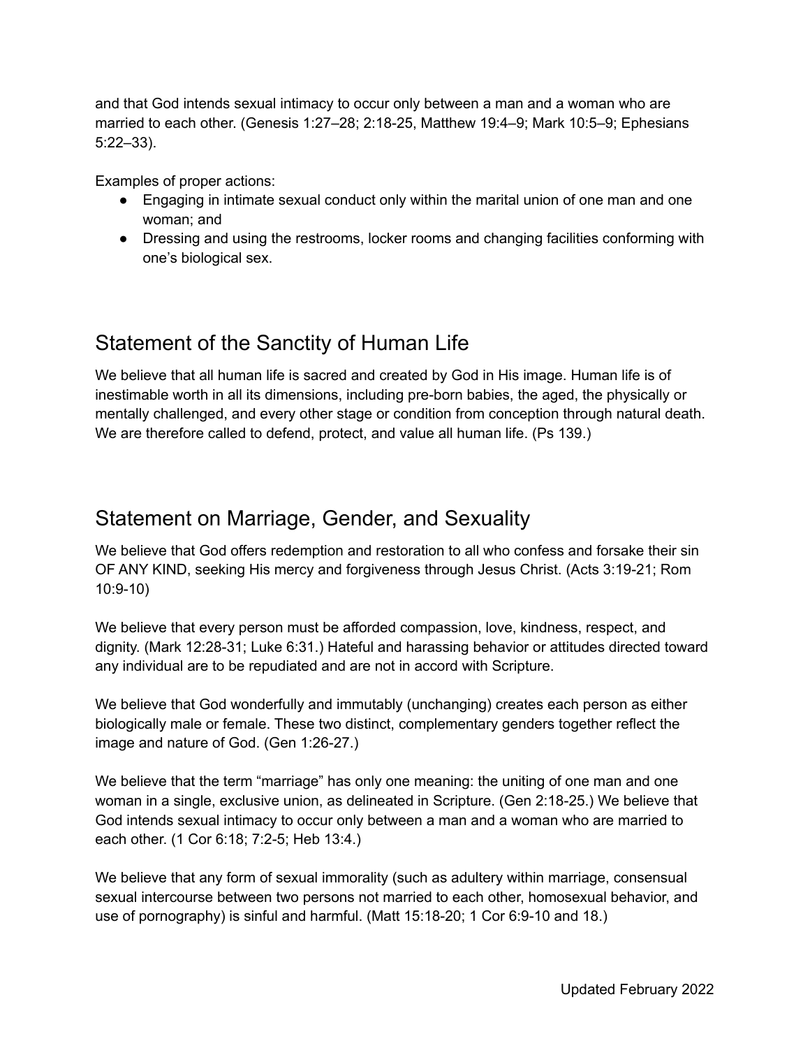and that God intends sexual intimacy to occur only between a man and a woman who are married to each other. (Genesis 1:27–28; 2:18-25, Matthew 19:4–9; Mark 10:5–9; Ephesians 5:22–33).

Examples of proper actions:

- Engaging in intimate sexual conduct only within the marital union of one man and one woman; and
- Dressing and using the restrooms, locker rooms and changing facilities conforming with one's biological sex.

## Statement of the Sanctity of Human Life

We believe that all human life is sacred and created by God in His image. Human life is of inestimable worth in all its dimensions, including pre-born babies, the aged, the physically or mentally challenged, and every other stage or condition from conception through natural death. We are therefore called to defend, protect, and value all human life. (Ps 139.)

## Statement on Marriage, Gender, and Sexuality

We believe that God offers redemption and restoration to all who confess and forsake their sin OF ANY KIND, seeking His mercy and forgiveness through Jesus Christ. (Acts 3:19-21; Rom 10:9-10)

We believe that every person must be afforded compassion, love, kindness, respect, and dignity. (Mark 12:28-31; Luke 6:31.) Hateful and harassing behavior or attitudes directed toward any individual are to be repudiated and are not in accord with Scripture.

We believe that God wonderfully and immutably (unchanging) creates each person as either biologically male or female. These two distinct, complementary genders together reflect the image and nature of God. (Gen 1:26-27.)

We believe that the term "marriage" has only one meaning: the uniting of one man and one woman in a single, exclusive union, as delineated in Scripture. (Gen 2:18-25.) We believe that God intends sexual intimacy to occur only between a man and a woman who are married to each other. (1 Cor 6:18; 7:2-5; Heb 13:4.)

We believe that any form of sexual immorality (such as adultery within marriage, consensual sexual intercourse between two persons not married to each other, homosexual behavior, and use of pornography) is sinful and harmful. (Matt 15:18-20; 1 Cor 6:9-10 and 18.)

Updated February 2022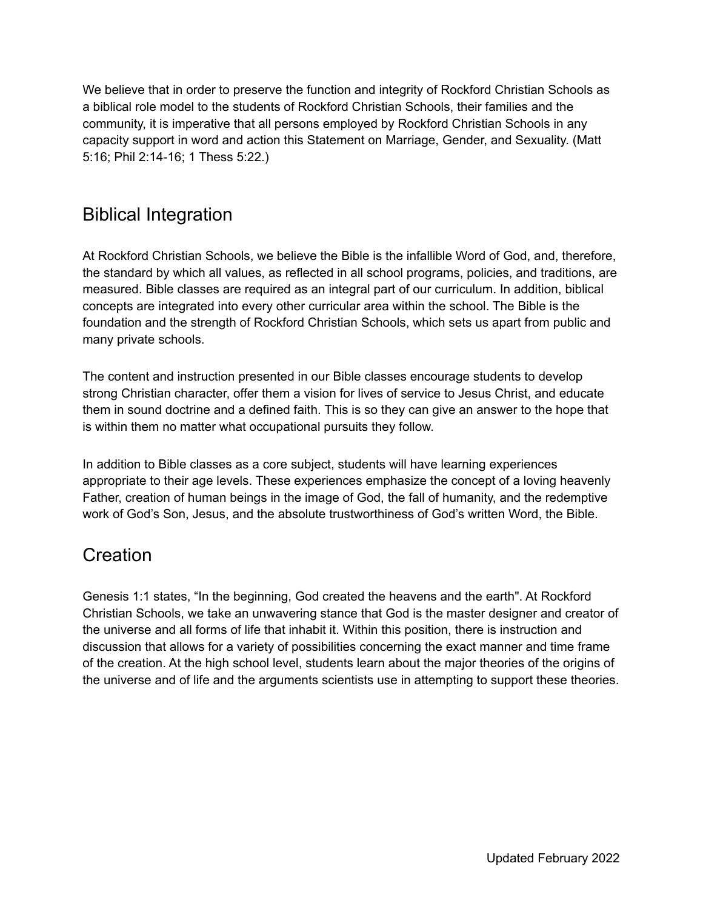We believe that in order to preserve the function and integrity of Rockford Christian Schools as a biblical role model to the students of Rockford Christian Schools, their families and the community, it is imperative that all persons employed by Rockford Christian Schools in any capacity support in word and action this Statement on Marriage, Gender, and Sexuality. (Matt 5:16; Phil 2:14-16; 1 Thess 5:22.)

## Biblical Integration

At Rockford Christian Schools, we believe the Bible is the infallible Word of God, and, therefore, the standard by which all values, as reflected in all school programs, policies, and traditions, are measured. Bible classes are required as an integral part of our curriculum. In addition, biblical concepts are integrated into every other curricular area within the school. The Bible is the foundation and the strength of Rockford Christian Schools, which sets us apart from public and many private schools.

The content and instruction presented in our Bible classes encourage students to develop strong Christian character, offer them a vision for lives of service to Jesus Christ, and educate them in sound doctrine and a defined faith. This is so they can give an answer to the hope that is within them no matter what occupational pursuits they follow.

In addition to Bible classes as a core subject, students will have learning experiences appropriate to their age levels. These experiences emphasize the concept of a loving heavenly Father, creation of human beings in the image of God, the fall of humanity, and the redemptive work of God's Son, Jesus, and the absolute trustworthiness of God's written Word, the Bible.

## Creation

Genesis 1:1 states, "In the beginning, God created the heavens and the earth". At Rockford Christian Schools, we take an unwavering stance that God is the master designer and creator of the universe and all forms of life that inhabit it. Within this position, there is instruction and discussion that allows for a variety of possibilities concerning the exact manner and time frame of the creation. At the high school level, students learn about the major theories of the origins of the universe and of life and the arguments scientists use in attempting to support these theories.

Updated February 2022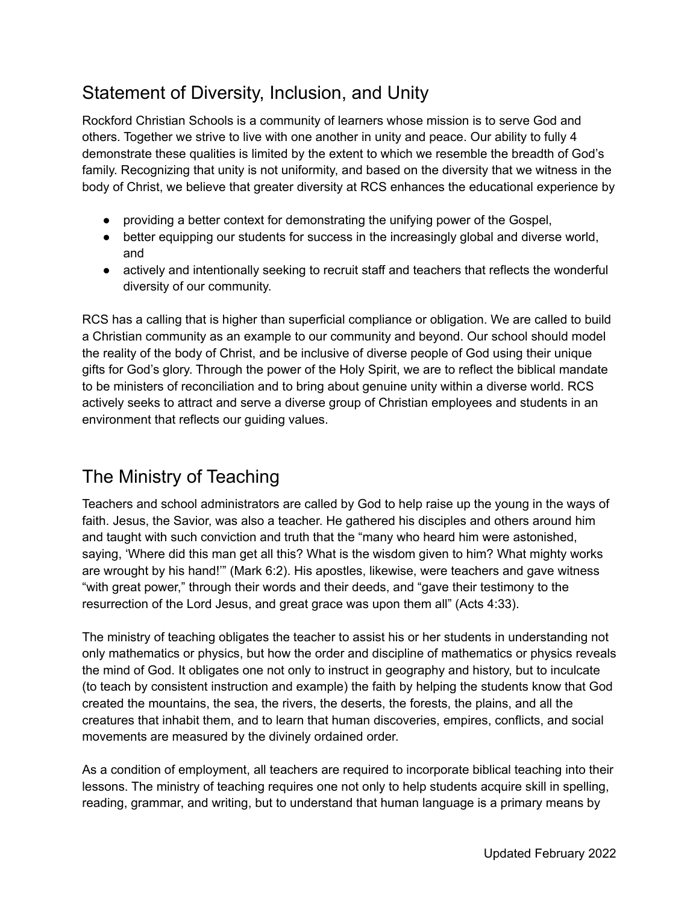## Statement of Diversity, Inclusion, and Unity

Rockford Christian Schools is a community of learners whose mission is to serve God and others. Together we strive to live with one another in unity and peace. Our ability to fully 4 demonstrate these qualities is limited by the extent to which we resemble the breadth of God's family. Recognizing that unity is not uniformity, and based on the diversity that we witness in the body of Christ, we believe that greater diversity at RCS enhances the educational experience by

- providing a better context for demonstrating the unifying power of the Gospel,
- better equipping our students for success in the increasingly global and diverse world, and
- actively and intentionally seeking to recruit staff and teachers that reflects the wonderful diversity of our community.

RCS has a calling that is higher than superficial compliance or obligation. We are called to build a Christian community as an example to our community and beyond. Our school should model the reality of the body of Christ, and be inclusive of diverse people of God using their unique gifts for God's glory. Through the power of the Holy Spirit, we are to reflect the biblical mandate to be ministers of reconciliation and to bring about genuine unity within a diverse world. RCS actively seeks to attract and serve a diverse group of Christian employees and students in an environment that reflects our guiding values.

## The Ministry of Teaching

Teachers and school administrators are called by God to help raise up the young in the ways of faith. Jesus, the Savior, was also a teacher. He gathered his disciples and others around him and taught with such conviction and truth that the "many who heard him were astonished, saying, 'Where did this man get all this? What is the wisdom given to him? What mighty works are wrought by his hand!'" (Mark 6:2). His apostles, likewise, were teachers and gave witness "with great power," through their words and their deeds, and "gave their testimony to the resurrection of the Lord Jesus, and great grace was upon them all" (Acts 4:33).

The ministry of teaching obligates the teacher to assist his or her students in understanding not only mathematics or physics, but how the order and discipline of mathematics or physics reveals the mind of God. It obligates one not only to instruct in geography and history, but to inculcate (to teach by consistent instruction and example) the faith by helping the students know that God created the mountains, the sea, the rivers, the deserts, the forests, the plains, and all the creatures that inhabit them, and to learn that human discoveries, empires, conflicts, and social movements are measured by the divinely ordained order.

As a condition of employment, all teachers are required to incorporate biblical teaching into their lessons. The ministry of teaching requires one not only to help students acquire skill in spelling, reading, grammar, and writing, but to understand that human language is a primary means by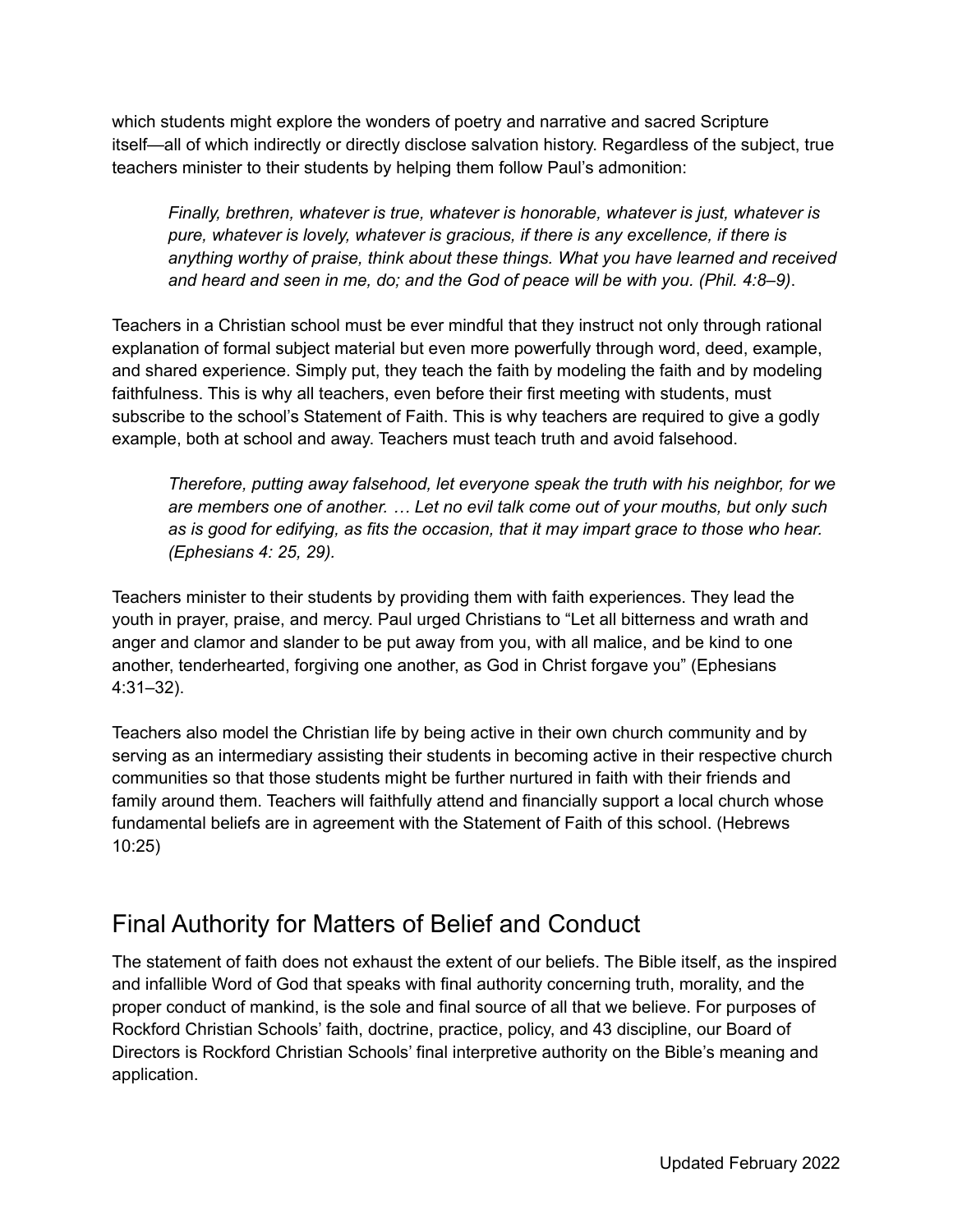which students might explore the wonders of poetry and narrative and sacred Scripture itself—all of which indirectly or directly disclose salvation history. Regardless of the subject, true teachers minister to their students by helping them follow Paul's admonition:

> *Finally, brethren, whatever is true, whatever is honorable, whatever is just, whatever is pure, whatever is lovely, whatever is gracious, if there is any excellence, if there is anything worthy of praise, think about these things. What you have learned and received and heard and seen in me, do; and the God of peace will be with you. (Phil. 4:8–9)*.

Teachers in a Christian school must be ever mindful that they instruct not only through rational explanation of formal subject material but even more powerfully through word, deed, example, and shared experience. Simply put, they teach the faith by modeling the faith and by modeling faithfulness. This is why all teachers, even before their first meeting with students, must subscribe to the school's Statement of Faith. This is why teachers are required to give a godly example, both at school and away. Teachers must teach truth and avoid falsehood.

> *Therefore, putting away falsehood, let everyone speak the truth with his neighbor, for we are members one of another. … Let no evil talk come out of your mouths, but only such as is good for edifying, as fits the occasion, that it may impart grace to those who hear. (Ephesians 4: 25, 29).*

Teachers minister to their students by providing them with faith experiences. They lead the youth in prayer, praise, and mercy. Paul urged Christians to "Let all bitterness and wrath and anger and clamor and slander to be put away from you, with all malice, and be kind to one another, tenderhearted, forgiving one another, as God in Christ forgave you" (Ephesians 4:31–32).

Teachers also model the Christian life by being active in their own church community and by serving as an intermediary assisting their students in becoming active in their respective church communities so that those students might be further nurtured in faith with their friends and family around them. Teachers will faithfully attend and financially support a local church whose fundamental beliefs are in agreement with the Statement of Faith of this school. (Hebrews 10:25)

## Final Authority for Matters of Belief and Conduct

The statement of faith does not exhaust the extent of our beliefs. The Bible itself, as the inspired and infallible Word of God that speaks with final authority concerning truth, morality, and the proper conduct of mankind, is the sole and final source of all that we believe. For purposes of Rockford Christian Schools' faith, doctrine, practice, policy, and 43 discipline, our Board of Directors is Rockford Christian Schools' final interpretive authority on the Bible's meaning and application.

Updated February 2022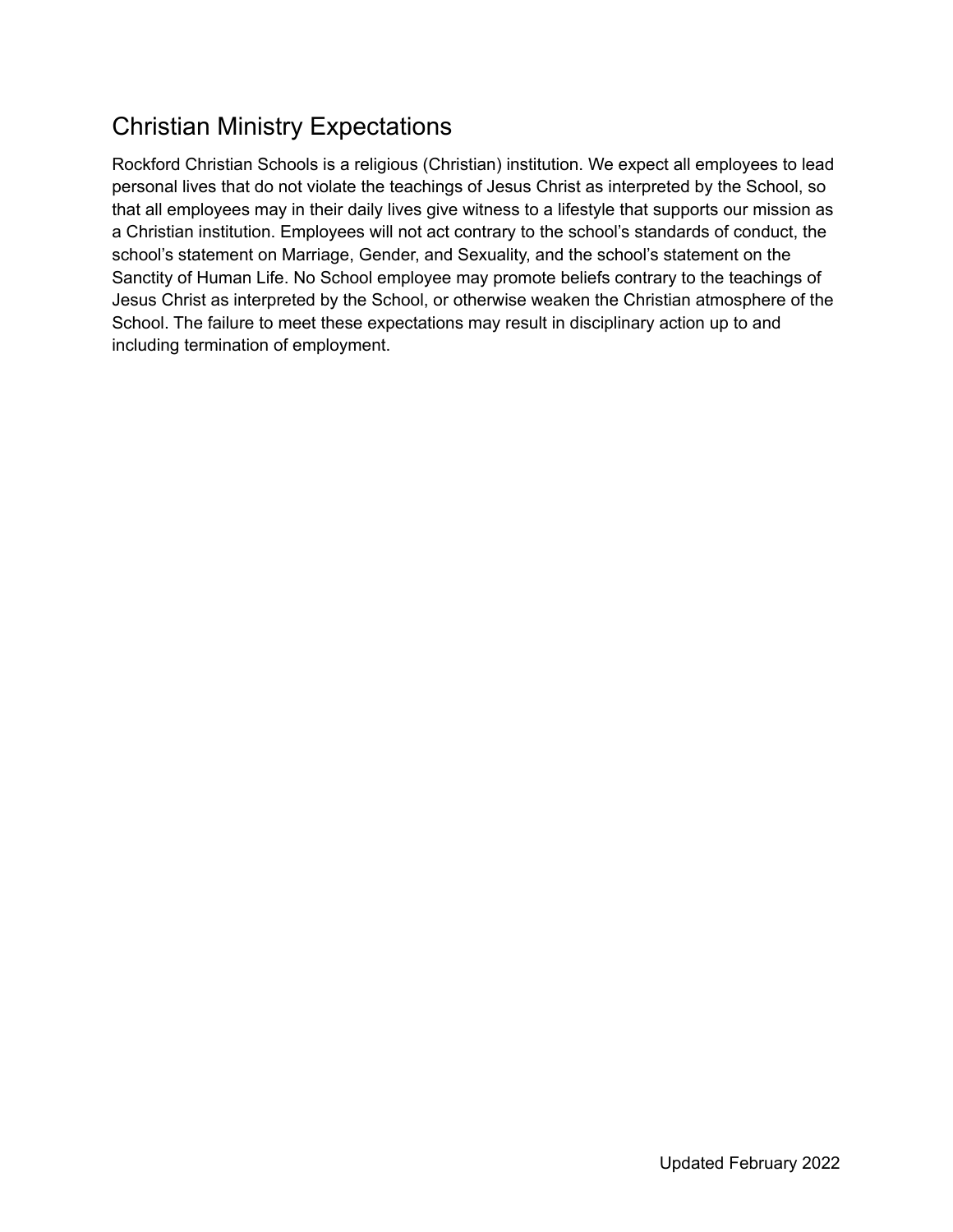## Christian Ministry Expectations

Rockford Christian Schools is a religious (Christian) institution. We expect all employees to lead personal lives that do not violate the teachings of Jesus Christ as interpreted by the School, so that all employees may in their daily lives give witness to a lifestyle that supports our mission as a Christian institution. Employees will not act contrary to the school's standards of conduct, the school's statement on Marriage, Gender, and Sexuality, and the school's statement on the Sanctity of Human Life. No School employee may promote beliefs contrary to the teachings of Jesus Christ as interpreted by the School, or otherwise weaken the Christian atmosphere of the School. The failure to meet these expectations may result in disciplinary action up to and including termination of employment.

Updated February 2022